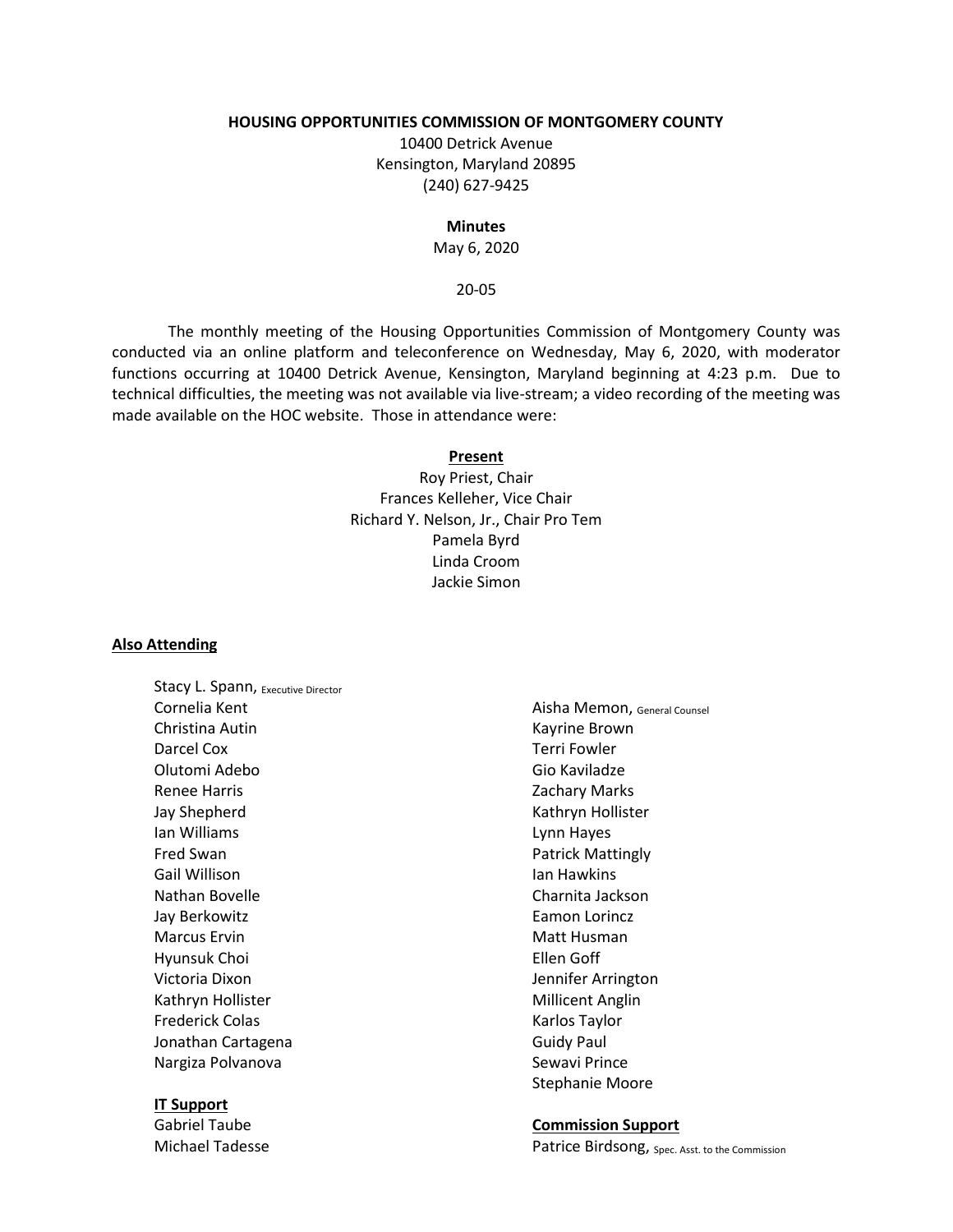**HOUSING OPPORTUNITIES COMMISSION OF MONTGOMERY COUNTY**

10400 Detrick Avenue
Kensington, Maryland 20895
(240) 627-9425

**Minutes**

May 6, 2020

20-05

The monthly meeting of the Housing Opportunities Commission of Montgomery County was conducted via an online platform and teleconference on Wednesday, May 6, 2020, with moderator functions occurring at 10400 Detrick Avenue, Kensington, Maryland beginning at 4:23 p.m. Due to technical difficulties, the meeting was not available via live-stream; a video recording of the meeting was made available on the HOC website. Those in attendance were:

**Present**

Roy Priest, Chair
Frances Kelleher, Vice Chair
Richard Y. Nelson, Jr., Chair Pro Tem
Pamela Byrd
Linda Croom
Jackie Simon

**Also Attending**

Stacy L. Spann, Executive Director
Cornelia Kent
Christina Autin
Darcel Cox
Olutomi Adebo
Renee Harris
Jay Shepherd
Ian Williams
Fred Swan
Gail Willison
Nathan Bovelle
Jay Berkowitz
Marcus Ervin
Hyunsuk Choi
Victoria Dixon
Kathryn Hollister
Frederick Colas
Jonathan Cartagena
Nargiza Polvanova

Aisha Memon, General Counsel
Kayrine Brown
Terri Fowler
Gio Kaviladze
Zachary Marks
Kathryn Hollister
Lynn Hayes
Patrick Mattingly
Ian Hawkins
Charnita Jackson
Eamon Lorincz
Matt Husman
Ellen Goff
Jennifer Arrington
Millicent Anglin
Karlos Taylor
Guidy Paul
Sewavi Prince
Stephanie Moore

**IT Support**

Gabriel Taube
Michael Tadesse

**Commission Support**

Patrice Birdsong, Spec. Asst. to the Commission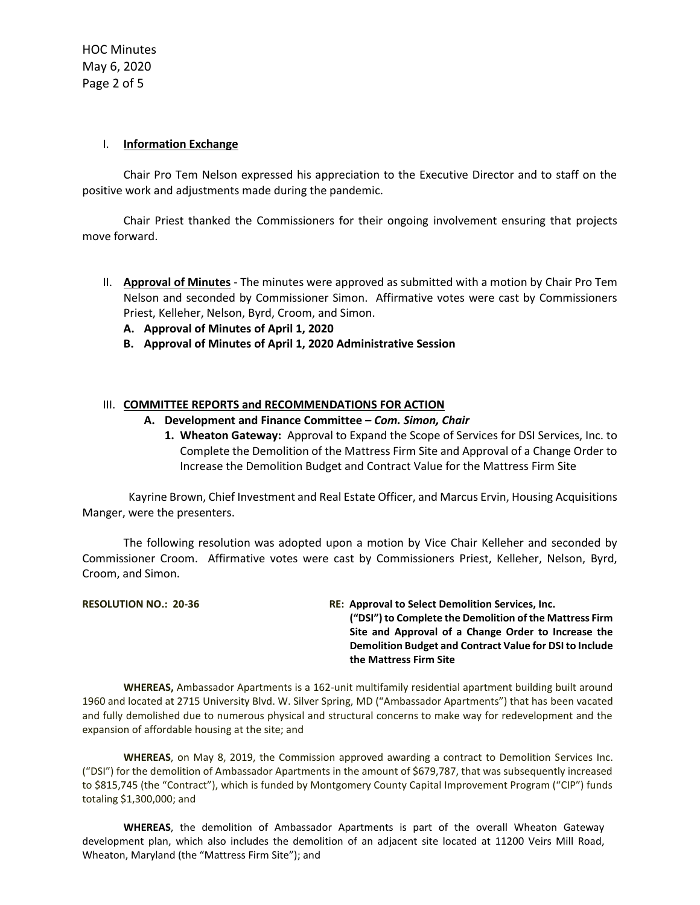## I. Information Exchange

Chair Pro Tem Nelson expressed his appreciation to the Executive Director and to staff on the positive work and adjustments made during the pandemic.

Chair Priest thanked the Commissioners for their ongoing involvement ensuring that projects move forward.

## II. Approval of Minutes

**Approval of Minutes** - The minutes were approved as submitted with a motion by Chair Pro Tem Nelson and seconded by Commissioner Simon. Affirmative votes were cast by Commissioners Priest, Kelleher, Nelson, Byrd, Croom, and Simon.

**A. Approval of Minutes of April 1, 2020**

**B. Approval of Minutes of April 1, 2020 Administrative Session**

## III. COMMITTEE REPORTS and RECOMMENDATIONS FOR ACTION

### A. Development and Finance Committee – *Com. Simon, Chair*

**1. Wheaton Gateway:** Approval to Expand the Scope of Services for DSI Services, Inc. to Complete the Demolition of the Mattress Firm Site and Approval of a Change Order to Increase the Demolition Budget and Contract Value for the Mattress Firm Site

Kayrine Brown, Chief Investment and Real Estate Officer, and Marcus Ervin, Housing Acquisitions Manger, were the presenters.

The following resolution was adopted upon a motion by Vice Chair Kelleher and seconded by Commissioner Croom. Affirmative votes were cast by Commissioners Priest, Kelleher, Nelson, Byrd, Croom, and Simon.

**RESOLUTION NO.: 20-36**

**RE: Approval to Select Demolition Services, Inc. ("DSI") to Complete the Demolition of the Mattress Firm Site and Approval of a Change Order to Increase the Demolition Budget and Contract Value for DSI to Include the Mattress Firm Site**

**WHEREAS,** Ambassador Apartments is a 162-unit multifamily residential apartment building built around 1960 and located at 2715 University Blvd. W. Silver Spring, MD ("Ambassador Apartments") that has been vacated and fully demolished due to numerous physical and structural concerns to make way for redevelopment and the expansion of affordable housing at the site; and

**WHEREAS**, on May 8, 2019, the Commission approved awarding a contract to Demolition Services Inc. ("DSI") for the demolition of Ambassador Apartments in the amount of $679,787, that was subsequently increased to $815,745 (the "Contract"), which is funded by Montgomery County Capital Improvement Program ("CIP") funds totaling $1,300,000; and

**WHEREAS**, the demolition of Ambassador Apartments is part of the overall Wheaton Gateway development plan, which also includes the demolition of an adjacent site located at 11200 Veirs Mill Road, Wheaton, Maryland (the "Mattress Firm Site"); and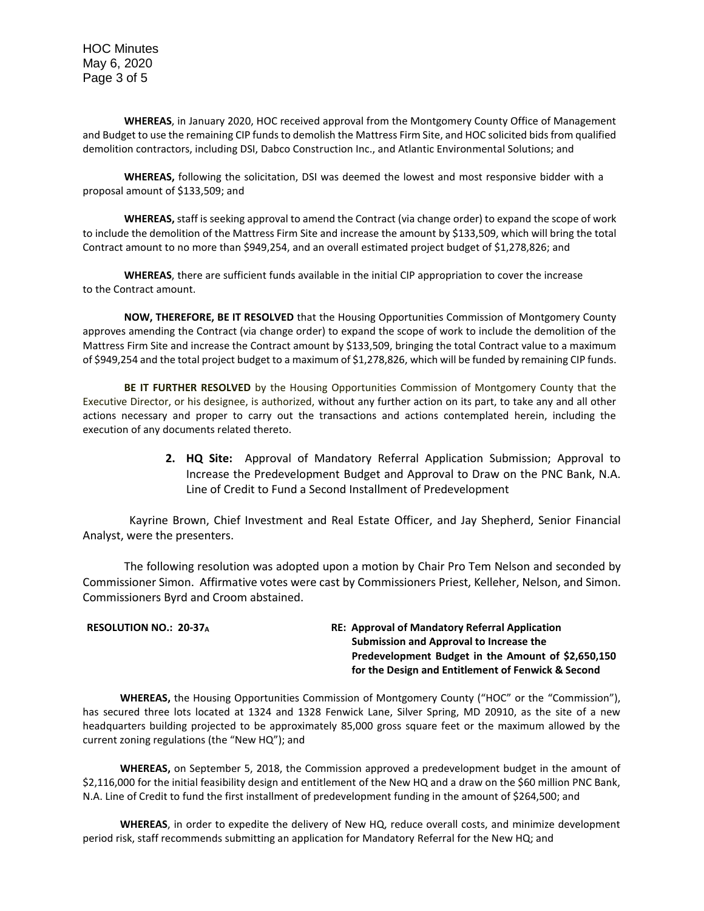**WHEREAS**, in January 2020, HOC received approval from the Montgomery County Office of Management and Budget to use the remaining CIP funds to demolish the Mattress Firm Site, and HOC solicited bids from qualified demolition contractors, including DSI, Dabco Construction Inc., and Atlantic Environmental Solutions; and

**WHEREAS,** following the solicitation, DSI was deemed the lowest and most responsive bidder with a proposal amount of $133,509; and

**WHEREAS,** staff is seeking approval to amend the Contract (via change order) to expand the scope of work to include the demolition of the Mattress Firm Site and increase the amount by $133,509, which will bring the total Contract amount to no more than $949,254, and an overall estimated project budget of $1,278,826; and

**WHEREAS**, there are sufficient funds available in the initial CIP appropriation to cover the increase to the Contract amount.

**NOW, THEREFORE, BE IT RESOLVED** that the Housing Opportunities Commission of Montgomery County approves amending the Contract (via change order) to expand the scope of work to include the demolition of the Mattress Firm Site and increase the Contract amount by $133,509, bringing the total Contract value to a maximum of $949,254 and the total project budget to a maximum of $1,278,826, which will be funded by remaining CIP funds.

**BE IT FURTHER RESOLVED** by the Housing Opportunities Commission of Montgomery County that the Executive Director, or his designee, is authorized, without any further action on its part, to take any and all other actions necessary and proper to carry out the transactions and actions contemplated herein, including the execution of any documents related thereto.

2. **HQ Site:** Approval of Mandatory Referral Application Submission; Approval to Increase the Predevelopment Budget and Approval to Draw on the PNC Bank, N.A. Line of Credit to Fund a Second Installment of Predevelopment

Kayrine Brown, Chief Investment and Real Estate Officer, and Jay Shepherd, Senior Financial Analyst, were the presenters.

The following resolution was adopted upon a motion by Chair Pro Tem Nelson and seconded by Commissioner Simon. Affirmative votes were cast by Commissioners Priest, Kelleher, Nelson, and Simon. Commissioners Byrd and Croom abstained.

**RESOLUTION NO.: 20-37A** **RE: Approval of Mandatory Referral Application Submission and Approval to Increase the Predevelopment Budget in the Amount of $2,650,150 for the Design and Entitlement of Fenwick & Second**

**WHEREAS,** the Housing Opportunities Commission of Montgomery County ("HOC" or the "Commission"), has secured three lots located at 1324 and 1328 Fenwick Lane, Silver Spring, MD 20910, as the site of a new headquarters building projected to be approximately 85,000 gross square feet or the maximum allowed by the current zoning regulations (the "New HQ"); and

**WHEREAS,** on September 5, 2018, the Commission approved a predevelopment budget in the amount of $2,116,000 for the initial feasibility design and entitlement of the New HQ and a draw on the $60 million PNC Bank, N.A. Line of Credit to fund the first installment of predevelopment funding in the amount of $264,500; and

**WHEREAS**, in order to expedite the delivery of New HQ, reduce overall costs, and minimize development period risk, staff recommends submitting an application for Mandatory Referral for the New HQ; and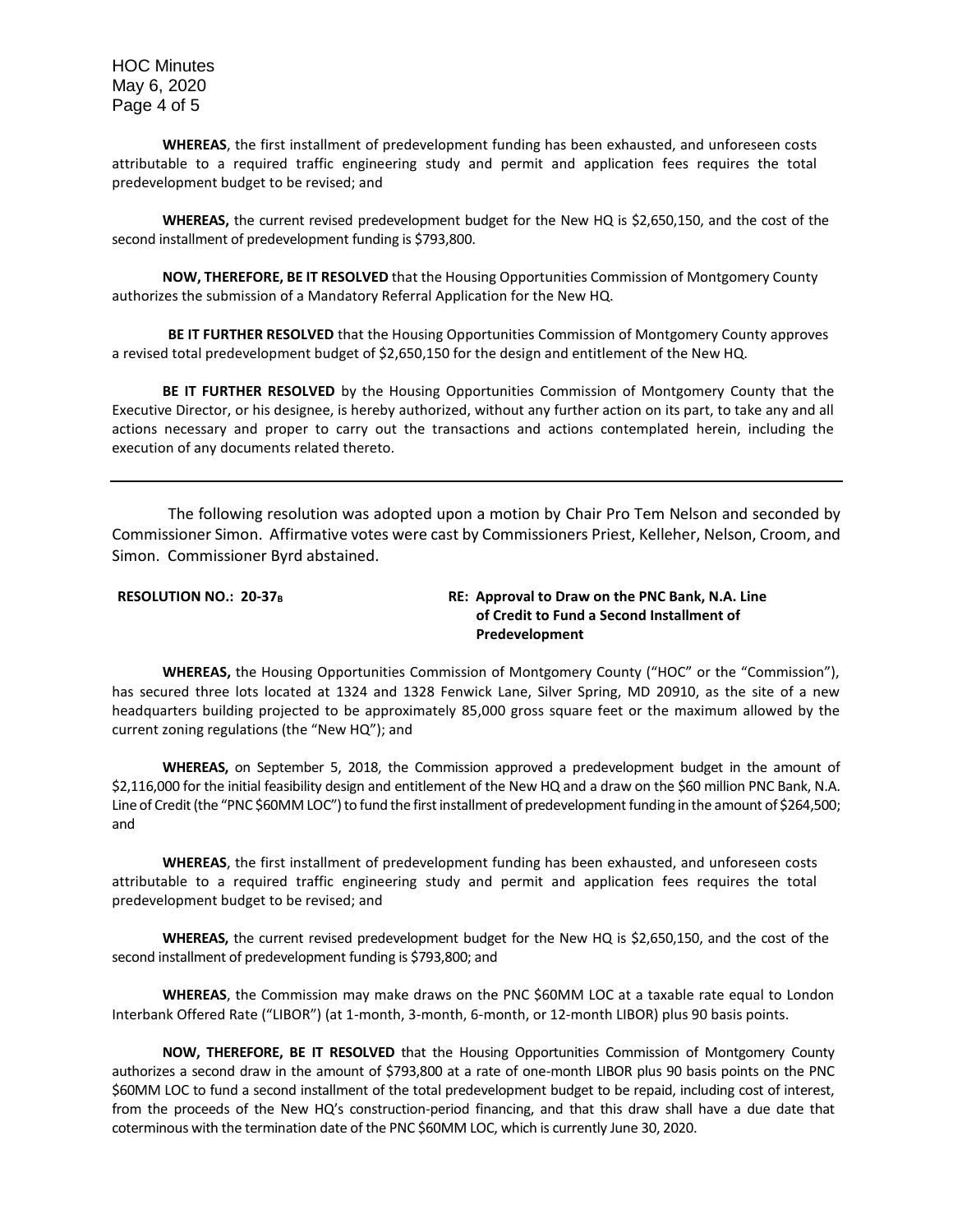**WHEREAS**, the first installment of predevelopment funding has been exhausted, and unforeseen costs attributable to a required traffic engineering study and permit and application fees requires the total predevelopment budget to be revised; and

**WHEREAS,** the current revised predevelopment budget for the New HQ is $2,650,150, and the cost of the second installment of predevelopment funding is $793,800.

**NOW, THEREFORE, BE IT RESOLVED** that the Housing Opportunities Commission of Montgomery County authorizes the submission of a Mandatory Referral Application for the New HQ.

**BE IT FURTHER RESOLVED** that the Housing Opportunities Commission of Montgomery County approves a revised total predevelopment budget of $2,650,150 for the design and entitlement of the New HQ.

**BE IT FURTHER RESOLVED** by the Housing Opportunities Commission of Montgomery County that the Executive Director, or his designee, is hereby authorized, without any further action on its part, to take any and all actions necessary and proper to carry out the transactions and actions contemplated herein, including the execution of any documents related thereto.

---

The following resolution was adopted upon a motion by Chair Pro Tem Nelson and seconded by Commissioner Simon. Affirmative votes were cast by Commissioners Priest, Kelleher, Nelson, Croom, and Simon. Commissioner Byrd abstained.

**RESOLUTION NO.: 20-37B**

**RE: Approval to Draw on the PNC Bank, N.A. Line of Credit to Fund a Second Installment of Predevelopment**

**WHEREAS,** the Housing Opportunities Commission of Montgomery County ("HOC" or the "Commission"), has secured three lots located at 1324 and 1328 Fenwick Lane, Silver Spring, MD 20910, as the site of a new headquarters building projected to be approximately 85,000 gross square feet or the maximum allowed by the current zoning regulations (the "New HQ"); and

**WHEREAS,** on September 5, 2018, the Commission approved a predevelopment budget in the amount of $2,116,000 for the initial feasibility design and entitlement of the New HQ and a draw on the $60 million PNC Bank, N.A. Line of Credit (the "PNC $60MM LOC") to fund the first installment of predevelopment funding in the amount of $264,500; and

**WHEREAS**, the first installment of predevelopment funding has been exhausted, and unforeseen costs attributable to a required traffic engineering study and permit and application fees requires the total predevelopment budget to be revised; and

**WHEREAS,** the current revised predevelopment budget for the New HQ is $2,650,150, and the cost of the second installment of predevelopment funding is $793,800; and

**WHEREAS**, the Commission may make draws on the PNC $60MM LOC at a taxable rate equal to London Interbank Offered Rate ("LIBOR") (at 1-month, 3-month, 6-month, or 12-month LIBOR) plus 90 basis points.

**NOW, THEREFORE, BE IT RESOLVED** that the Housing Opportunities Commission of Montgomery County authorizes a second draw in the amount of $793,800 at a rate of one-month LIBOR plus 90 basis points on the PNC $60MM LOC to fund a second installment of the total predevelopment budget to be repaid, including cost of interest, from the proceeds of the New HQ's construction-period financing, and that this draw shall have a due date that coterminous with the termination date of the PNC $60MM LOC, which is currently June 30, 2020.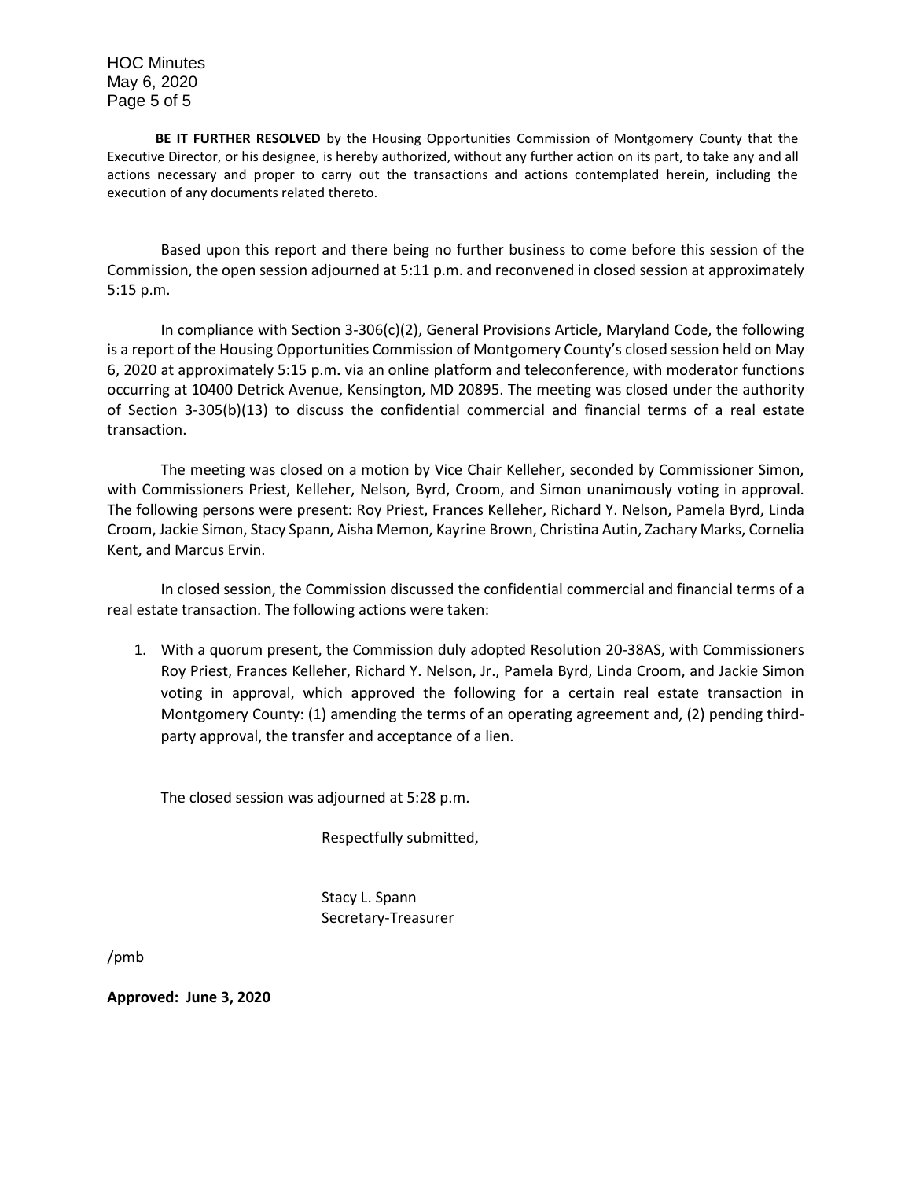**BE IT FURTHER RESOLVED** by the Housing Opportunities Commission of Montgomery County that the Executive Director, or his designee, is hereby authorized, without any further action on its part, to take any and all actions necessary and proper to carry out the transactions and actions contemplated herein, including the execution of any documents related thereto.

Based upon this report and there being no further business to come before this session of the Commission, the open session adjourned at 5:11 p.m. and reconvened in closed session at approximately 5:15 p.m.

In compliance with Section 3-306(c)(2), General Provisions Article, Maryland Code, the following is a report of the Housing Opportunities Commission of Montgomery County's closed session held on May 6, 2020 at approximately 5:15 p.m**.** via an online platform and teleconference, with moderator functions occurring at 10400 Detrick Avenue, Kensington, MD 20895. The meeting was closed under the authority of Section 3-305(b)(13) to discuss the confidential commercial and financial terms of a real estate transaction.

The meeting was closed on a motion by Vice Chair Kelleher, seconded by Commissioner Simon, with Commissioners Priest, Kelleher, Nelson, Byrd, Croom, and Simon unanimously voting in approval. The following persons were present: Roy Priest, Frances Kelleher, Richard Y. Nelson, Pamela Byrd, Linda Croom, Jackie Simon, Stacy Spann, Aisha Memon, Kayrine Brown, Christina Autin, Zachary Marks, Cornelia Kent, and Marcus Ervin.

In closed session, the Commission discussed the confidential commercial and financial terms of a real estate transaction. The following actions were taken:

1. With a quorum present, the Commission duly adopted Resolution 20-38AS, with Commissioners Roy Priest, Frances Kelleher, Richard Y. Nelson, Jr., Pamela Byrd, Linda Croom, and Jackie Simon voting in approval, which approved the following for a certain real estate transaction in Montgomery County: (1) amending the terms of an operating agreement and, (2) pending third-party approval, the transfer and acceptance of a lien.

The closed session was adjourned at 5:28 p.m.

Respectfully submitted,

Stacy L. Spann
Secretary-Treasurer

/pmb

**Approved: June 3, 2020**